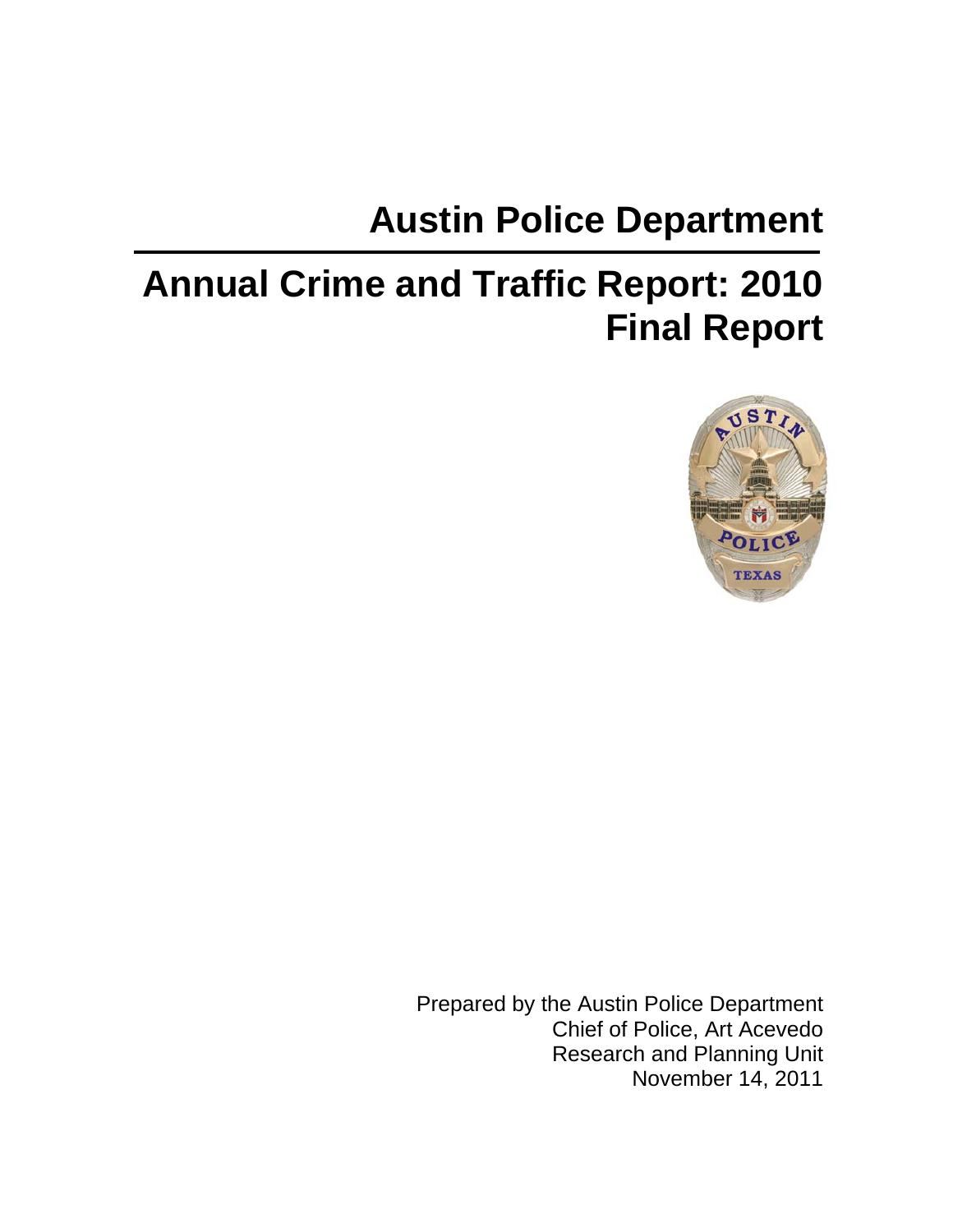# Austin Police Department

# Annual Crime and Traffic Report: 2010
# Final Report

Prepared by the Austin Police Department
Chief of Police, Art Acevedo
Research and Planning Unit
November 14, 2011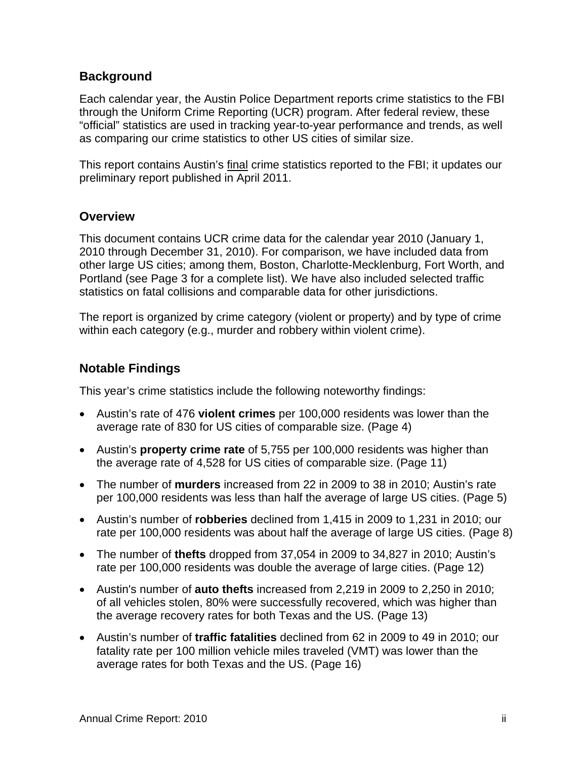## Background

Each calendar year, the Austin Police Department reports crime statistics to the FBI through the Uniform Crime Reporting (UCR) program. After federal review, these "official" statistics are used in tracking year-to-year performance and trends, as well as comparing our crime statistics to other US cities of similar size.

This report contains Austin's final crime statistics reported to the FBI; it updates our preliminary report published in April 2011.

## Overview

This document contains UCR crime data for the calendar year 2010 (January 1, 2010 through December 31, 2010). For comparison, we have included data from other large US cities; among them, Boston, Charlotte-Mecklenburg, Fort Worth, and Portland (see Page 3 for a complete list). We have also included selected traffic statistics on fatal collisions and comparable data for other jurisdictions.

The report is organized by crime category (violent or property) and by type of crime within each category (e.g., murder and robbery within violent crime).

## Notable Findings

This year's crime statistics include the following noteworthy findings:

- Austin's rate of 476 **violent crimes** per 100,000 residents was lower than the average rate of 830 for US cities of comparable size. (Page 4)
- Austin's **property crime rate** of 5,755 per 100,000 residents was higher than the average rate of 4,528 for US cities of comparable size. (Page 11)
- The number of **murders** increased from 22 in 2009 to 38 in 2010; Austin's rate per 100,000 residents was less than half the average of large US cities. (Page 5)
- Austin's number of **robberies** declined from 1,415 in 2009 to 1,231 in 2010; our rate per 100,000 residents was about half the average of large US cities. (Page 8)
- The number of **thefts** dropped from 37,054 in 2009 to 34,827 in 2010; Austin's rate per 100,000 residents was double the average of large cities. (Page 12)
- Austin's number of **auto thefts** increased from 2,219 in 2009 to 2,250 in 2010; of all vehicles stolen, 80% were successfully recovered, which was higher than the average recovery rates for both Texas and the US. (Page 13)
- Austin's number of **traffic fatalities** declined from 62 in 2009 to 49 in 2010; our fatality rate per 100 million vehicle miles traveled (VMT) was lower than the average rates for both Texas and the US. (Page 16)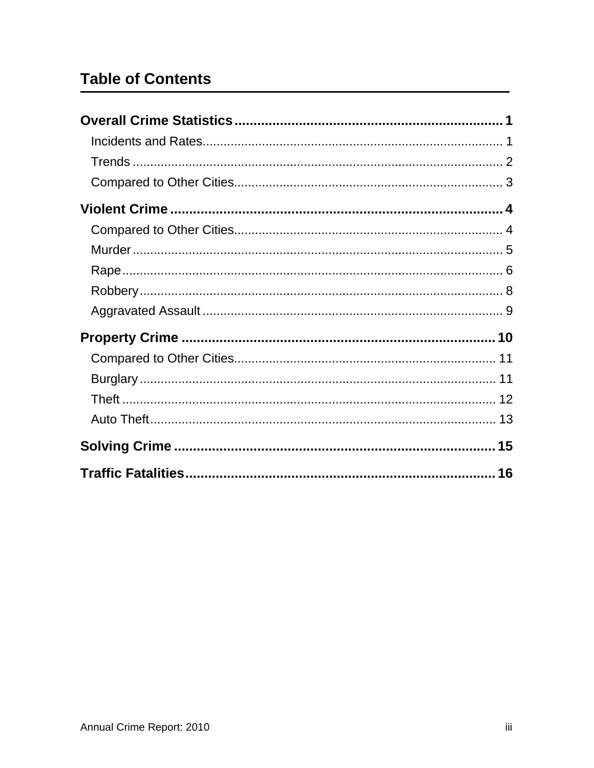# Table of Contents

**Overall Crime Statistics** ........................................................................ **1**

- Incidents and Rates ........................................................................ 1
- Trends ........................................................................ 2
- Compared to Other Cities ........................................................................ 3

**Violent Crime** ........................................................................ **4**

- Compared to Other Cities ........................................................................ 4
- Murder ........................................................................ 5
- Rape ........................................................................ 6
- Robbery ........................................................................ 8
- Aggravated Assault ........................................................................ 9

**Property Crime** ........................................................................ **10**

- Compared to Other Cities ........................................................................ 11
- Burglary ........................................................................ 11
- Theft ........................................................................ 12
- Auto Theft ........................................................................ 13

**Solving Crime** ........................................................................ **15**

**Traffic Fatalities** ........................................................................ **16**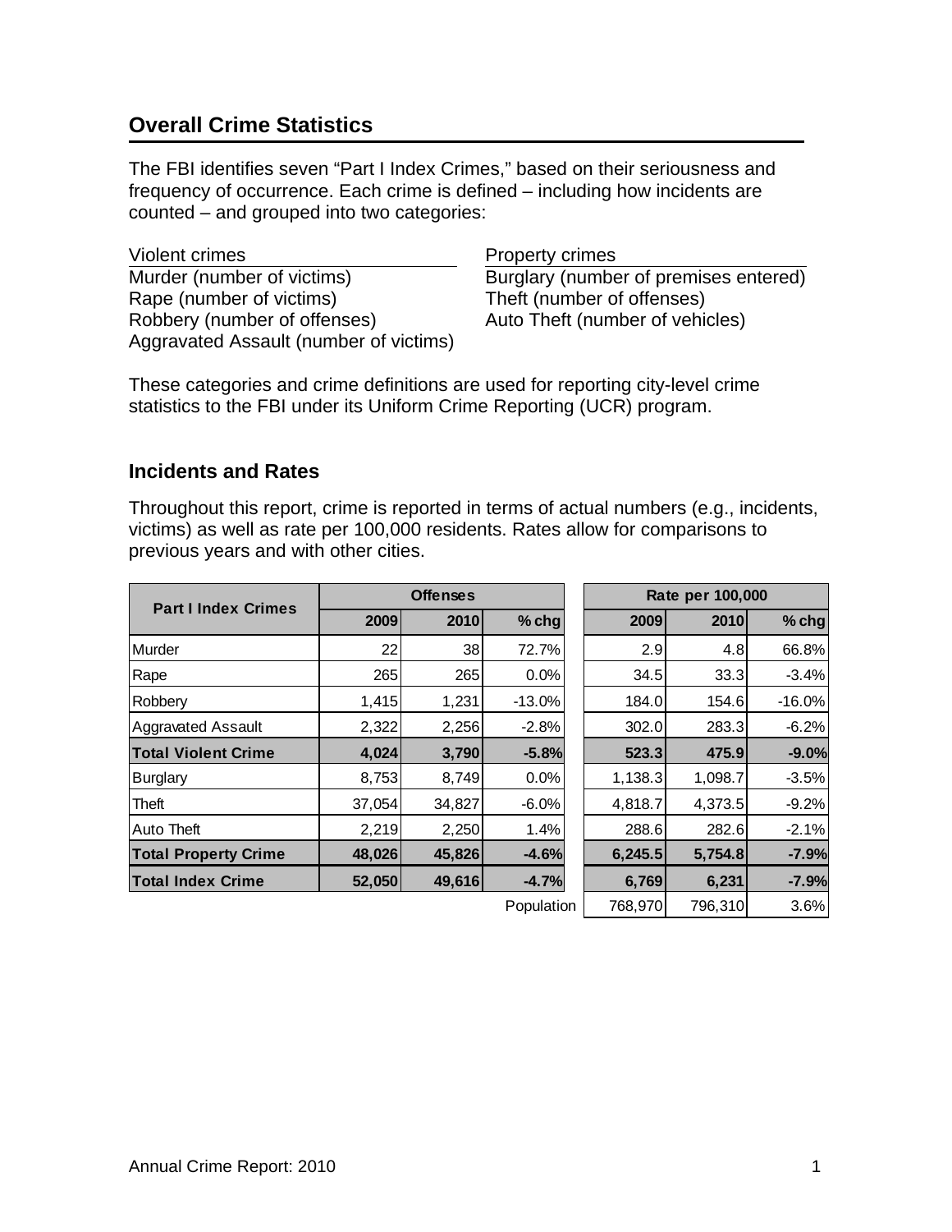## Overall Crime Statistics

The FBI identifies seven "Part I Index Crimes," based on their seriousness and frequency of occurrence. Each crime is defined – including how incidents are counted – and grouped into two categories:

| Violent crimes | Property crimes |
|---|---|
| Murder (number of victims) | Burglary (number of premises entered) |
| Rape (number of victims) | Theft (number of offenses) |
| Robbery (number of offenses) | Auto Theft (number of vehicles) |
| Aggravated Assault (number of victims) | |

These categories and crime definitions are used for reporting city-level crime statistics to the FBI under its Uniform Crime Reporting (UCR) program.

### Incidents and Rates

Throughout this report, crime is reported in terms of actual numbers (e.g., incidents, victims) as well as rate per 100,000 residents. Rates allow for comparisons to previous years and with other cities.

| Part I Index Crimes | Offenses | | | Rate per 100,000 | | |
|---|---|---|---|---|---|---|
| | 2009 | 2010 | % chg | 2009 | 2010 | % chg |
| Murder | 22 | 38 | 72.7% | 2.9 | 4.8 | 66.8% |
| Rape | 265 | 265 | 0.0% | 34.5 | 33.3 | -3.4% |
| Robbery | 1,415 | 1,231 | -13.0% | 184.0 | 154.6 | -16.0% |
| Aggravated Assault | 2,322 | 2,256 | -2.8% | 302.0 | 283.3 | -6.2% |
| **Total Violent Crime** | **4,024** | **3,790** | **-5.8%** | **523.3** | **475.9** | **-9.0%** |
| Burglary | 8,753 | 8,749 | 0.0% | 1,138.3 | 1,098.7 | -3.5% |
| Theft | 37,054 | 34,827 | -6.0% | 4,818.7 | 4,373.5 | -9.2% |
| Auto Theft | 2,219 | 2,250 | 1.4% | 288.6 | 282.6 | -2.1% |
| **Total Property Crime** | **48,026** | **45,826** | **-4.6%** | **6,245.5** | **5,754.8** | **-7.9%** |
| **Total Index Crime** | **52,050** | **49,616** | **-4.7%** | **6,769** | **6,231** | **-7.9%** |
| | | | Population | 768,970 | 796,310 | 3.6% |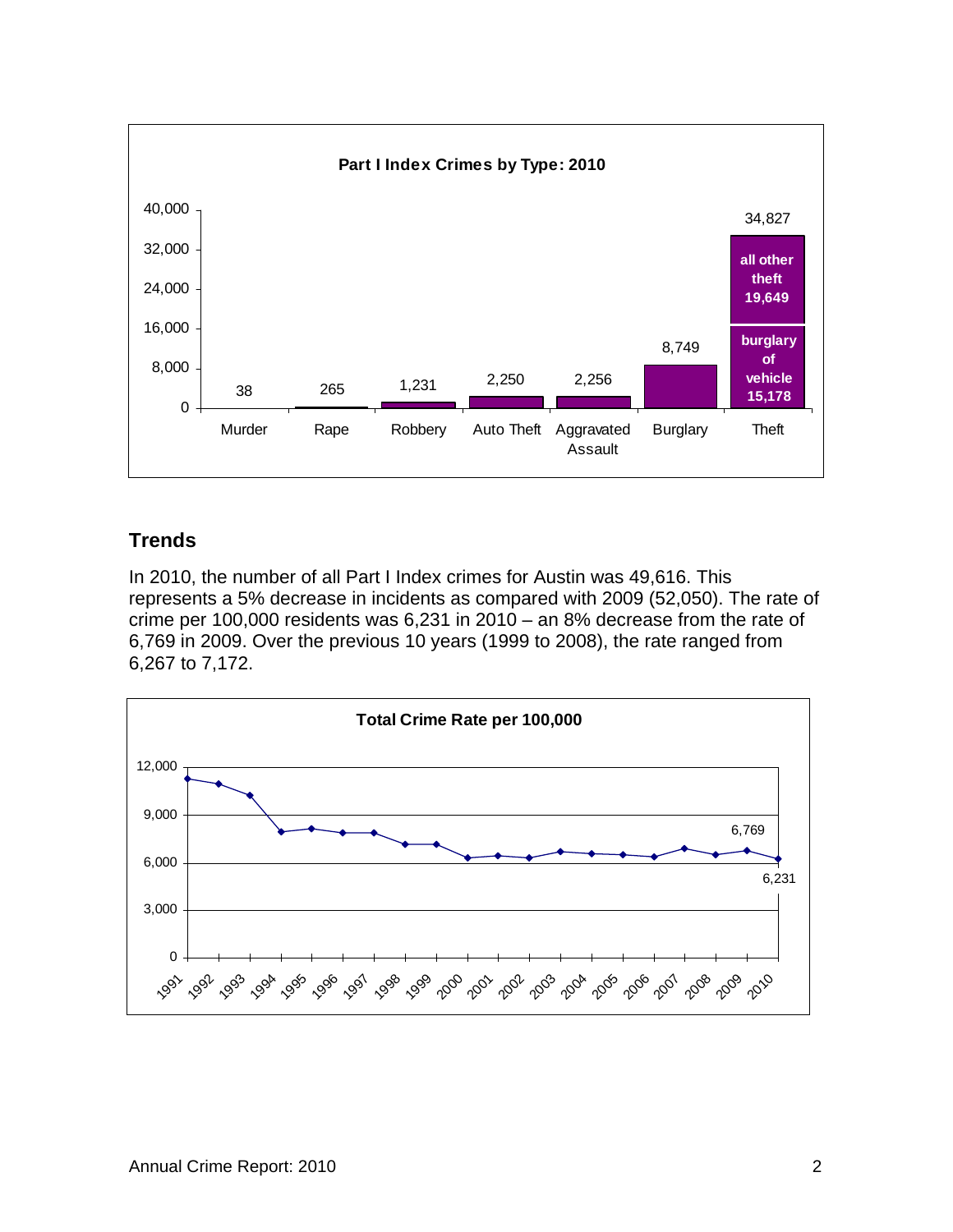**Part I Index Crimes by Type: 2010**

| Type | Count |
|---|---|
| Murder | 38 |
| Rape | 265 |
| Robbery | 1,231 |
| Auto Theft | 2,250 |
| Aggravated Assault | 2,256 |
| Burglary | 8,749 |
| Theft | 34,827 (all other theft 19,649; burglary of vehicle 15,178) |

## Trends

In 2010, the number of all Part I Index crimes for Austin was 49,616. This represents a 5% decrease in incidents as compared with 2009 (52,050). The rate of crime per 100,000 residents was 6,231 in 2010 – an 8% decrease from the rate of 6,769 in 2009. Over the previous 10 years (1999 to 2008), the rate ranged from 6,267 to 7,172.

**Total Crime Rate per 100,000**

| Year | Rate |
|---|---|
| 2009 | 6,769 |
| 2010 | 6,231 |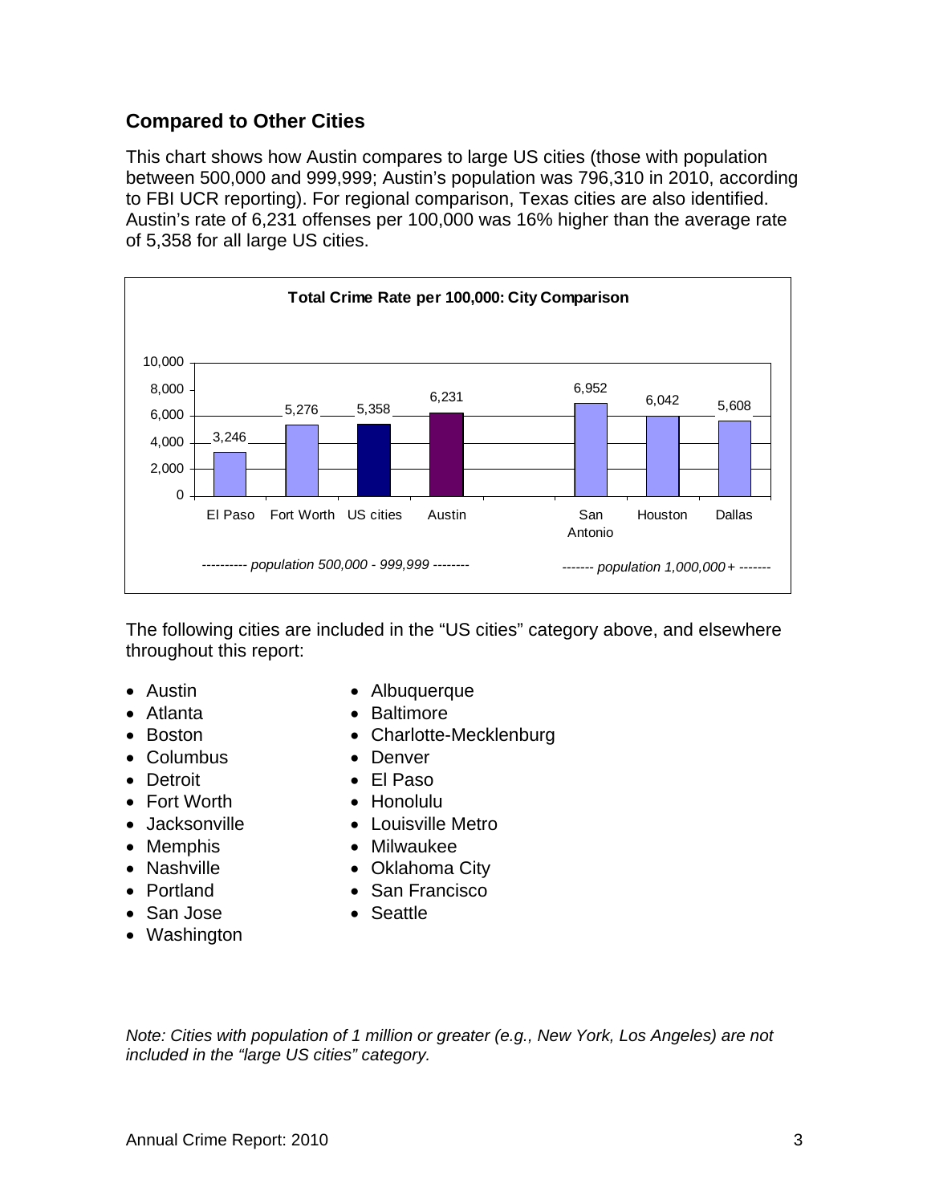## Compared to Other Cities

This chart shows how Austin compares to large US cities (those with population between 500,000 and 999,999; Austin's population was 796,310 in 2010, according to FBI UCR reporting). For regional comparison, Texas cities are also identified. Austin's rate of 6,231 offenses per 100,000 was 16% higher than the average rate of 5,358 for all large US cities.

**Total Crime Rate per 100,000: City Comparison**

| City | Total Crime Rate per 100,000 | Population Group |
| --- | --- | --- |
| El Paso | 3,246 | population 500,000 - 999,999 |
| Fort Worth | 5,276 | population 500,000 - 999,999 |
| US cities | 5,358 | population 500,000 - 999,999 |
| Austin | 6,231 | population 500,000 - 999,999 |
| San Antonio | 6,952 | population 1,000,000+ |
| Houston | 6,042 | population 1,000,000+ |
| Dallas | 5,608 | population 1,000,000+ |

The following cities are included in the "US cities" category above, and elsewhere throughout this report:

- Austin
- Atlanta
- Boston
- Columbus
- Detroit
- Fort Worth
- Jacksonville
- Memphis
- Nashville
- Portland
- San Jose
- Washington
- Albuquerque
- Baltimore
- Charlotte-Mecklenburg
- Denver
- El Paso
- Honolulu
- Louisville Metro
- Milwaukee
- Oklahoma City
- San Francisco
- Seattle

*Note: Cities with population of 1 million or greater (e.g., New York, Los Angeles) are not included in the "large US cities" category.*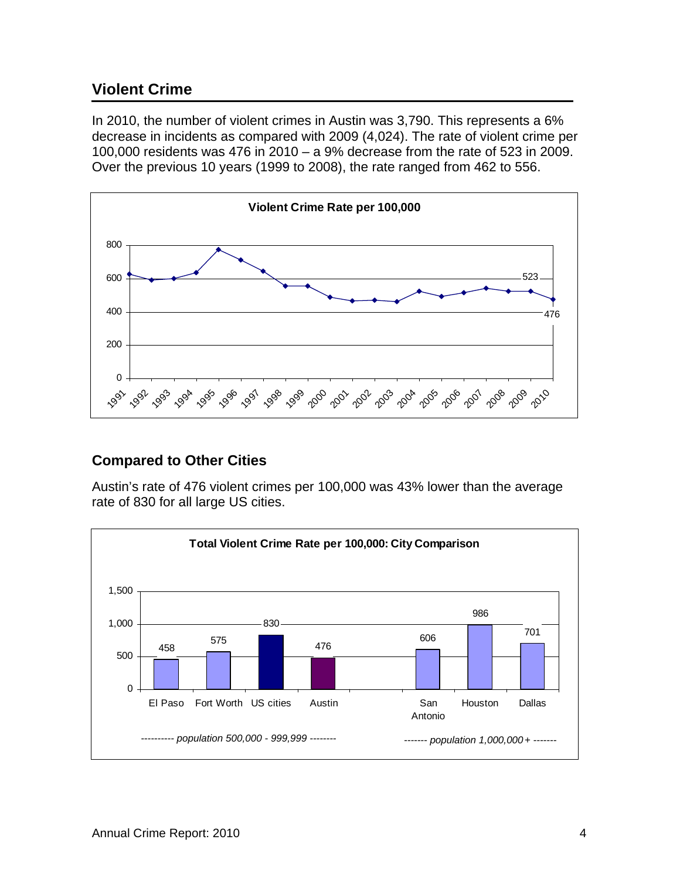## Violent Crime

In 2010, the number of violent crimes in Austin was 3,790. This represents a 6% decrease in incidents as compared with 2009 (4,024). The rate of violent crime per 100,000 residents was 476 in 2010 – a 9% decrease from the rate of 523 in 2009. Over the previous 10 years (1999 to 2008), the rate ranged from 462 to 556.

**Violent Crime Rate per 100,000**

| Year | Rate |
|---|---|
| 2009 | 523 |
| 2010 | 476 |

## Compared to Other Cities

Austin's rate of 476 violent crimes per 100,000 was 43% lower than the average rate of 830 for all large US cities.

**Total Violent Crime Rate per 100,000: City Comparison**

| City | Rate | Population group |
|---|---|---|
| El Paso | 458 | population 500,000 - 999,999 |
| Fort Worth | 575 | population 500,000 - 999,999 |
| US cities | 830 | population 500,000 - 999,999 |
| Austin | 476 | population 500,000 - 999,999 |
| San Antonio | 606 | population 1,000,000+ |
| Houston | 986 | population 1,000,000+ |
| Dallas | 701 | population 1,000,000+ |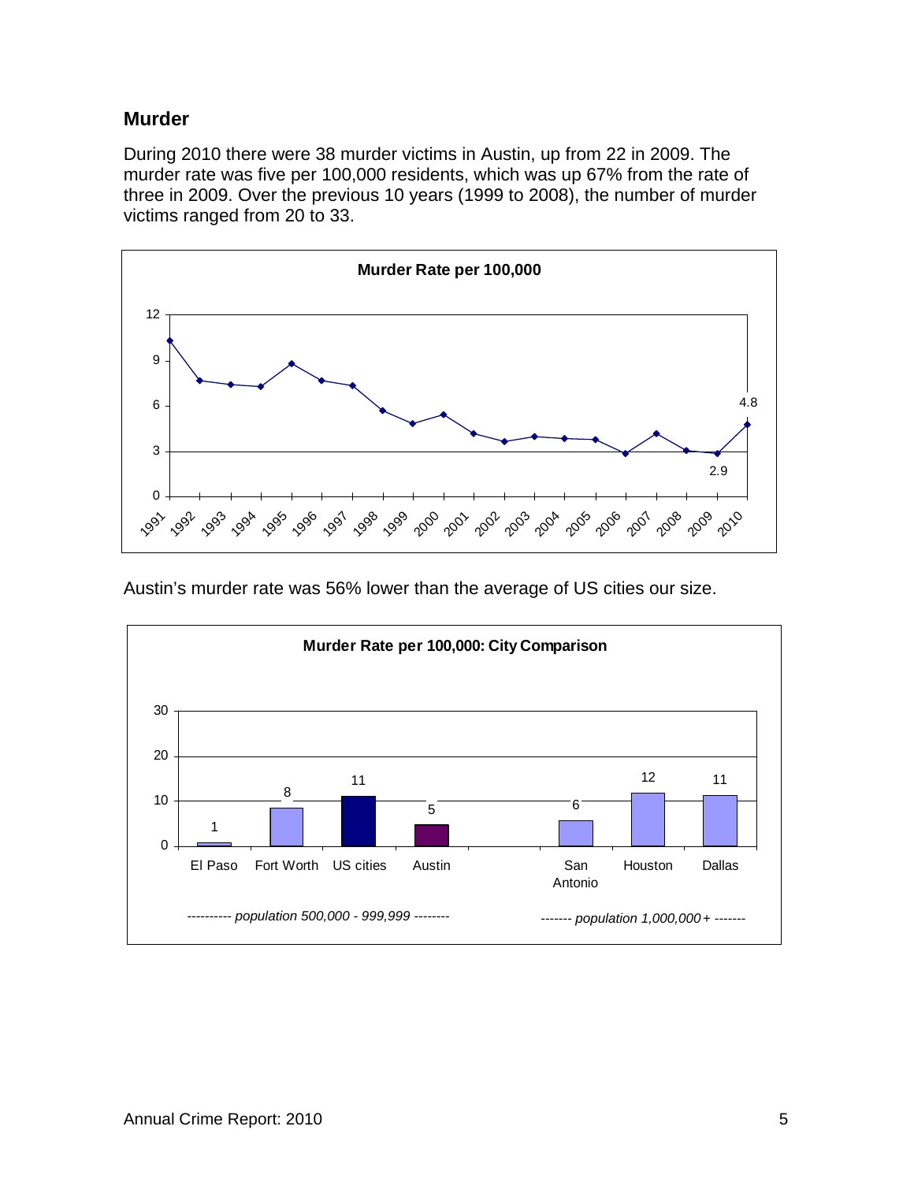## Murder

During 2010 there were 38 murder victims in Austin, up from 22 in 2009. The murder rate was five per 100,000 residents, which was up 67% from the rate of three in 2009. Over the previous 10 years (1999 to 2008), the number of murder victims ranged from 20 to 33.

Austin's murder rate was 56% lower than the average of US cities our size.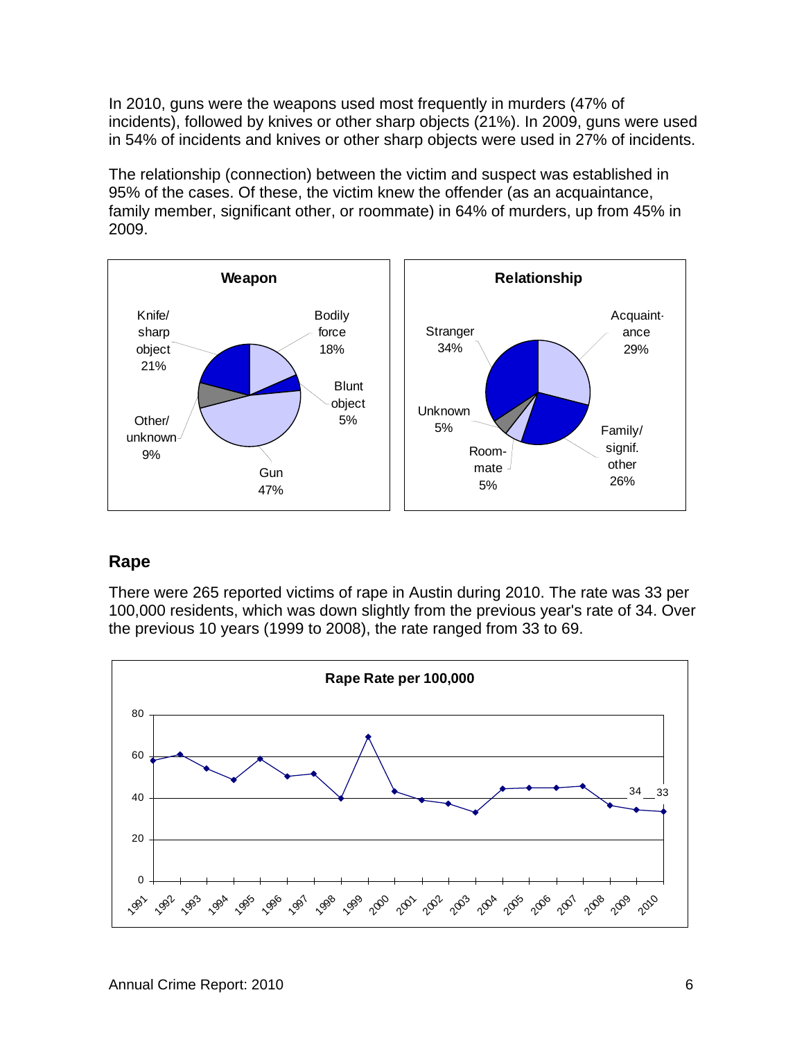In 2010, guns were the weapons used most frequently in murders (47% of incidents), followed by knives or other sharp objects (21%). In 2009, guns were used in 54% of incidents and knives or other sharp objects were used in 27% of incidents.

The relationship (connection) between the victim and suspect was established in 95% of the cases. Of these, the victim knew the offender (as an acquaintance, family member, significant other, or roommate) in 64% of murders, up from 45% in 2009.

**Weapon**

| Weapon | Percent |
|---|---|
| Gun | 47% |
| Knife/sharp object | 21% |
| Bodily force | 18% |
| Other/unknown | 9% |
| Blunt object | 5% |

**Relationship**

| Relationship | Percent |
|---|---|
| Stranger | 34% |
| Acquaintance | 29% |
| Family/signif. other | 26% |
| Unknown | 5% |
| Roommate | 5% |

## Rape

There were 265 reported victims of rape in Austin during 2010. The rate was 33 per 100,000 residents, which was down slightly from the previous year's rate of 34. Over the previous 10 years (1999 to 2008), the rate ranged from 33 to 69.

**Rape Rate per 100,000**

(Line chart, 1991–2010; labeled values: 2009 = 34, 2010 = 33)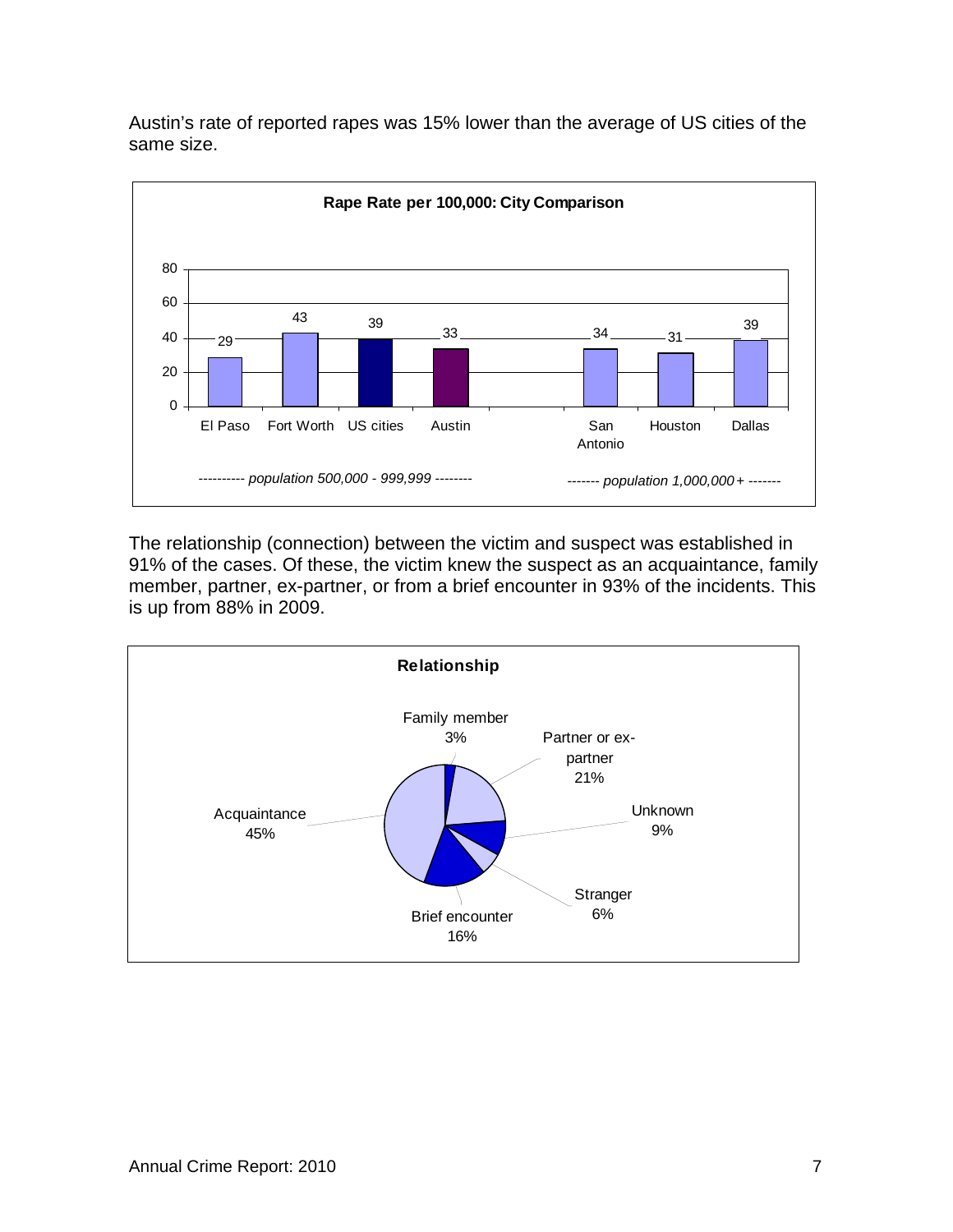Austin's rate of reported rapes was 15% lower than the average of US cities of the same size.

**Rape Rate per 100,000: City Comparison**

| City | Rate |
|---|---|
| *population 500,000 - 999,999* | |
| El Paso | 29 |
| Fort Worth | 43 |
| US cities | 39 |
| Austin | 33 |
| *population 1,000,000+* | |
| San Antonio | 34 |
| Houston | 31 |
| Dallas | 39 |

The relationship (connection) between the victim and suspect was established in 91% of the cases. Of these, the victim knew the suspect as an acquaintance, family member, partner, ex-partner, or from a brief encounter in 93% of the incidents. This is up from 88% in 2009.

**Relationship**

| Relationship | Percent |
|---|---|
| Family member | 3% |
| Partner or ex-partner | 21% |
| Unknown | 9% |
| Stranger | 6% |
| Brief encounter | 16% |
| Acquaintance | 45% |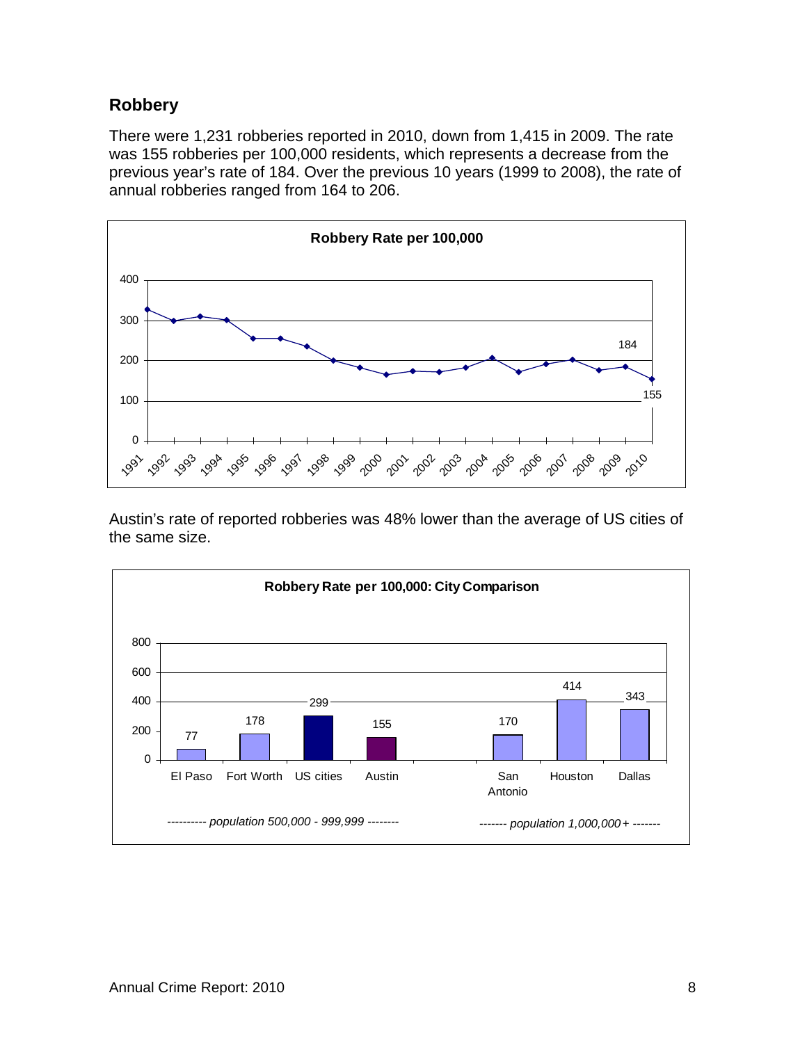## Robbery

There were 1,231 robberies reported in 2010, down from 1,415 in 2009. The rate was 155 robberies per 100,000 residents, which represents a decrease from the previous year's rate of 184. Over the previous 10 years (1999 to 2008), the rate of annual robberies ranged from 164 to 206.

**Robbery Rate per 100,000**

Austin's rate of reported robberies was 48% lower than the average of US cities of the same size.

**Robbery Rate per 100,000: City Comparison**

| City | Robbery Rate per 100,000 |
|---|---|
| *population 500,000 - 999,999* | |
| El Paso | 77 |
| Fort Worth | 178 |
| US cities | 299 |
| Austin | 155 |
| *population 1,000,000+* | |
| San Antonio | 170 |
| Houston | 414 |
| Dallas | 343 |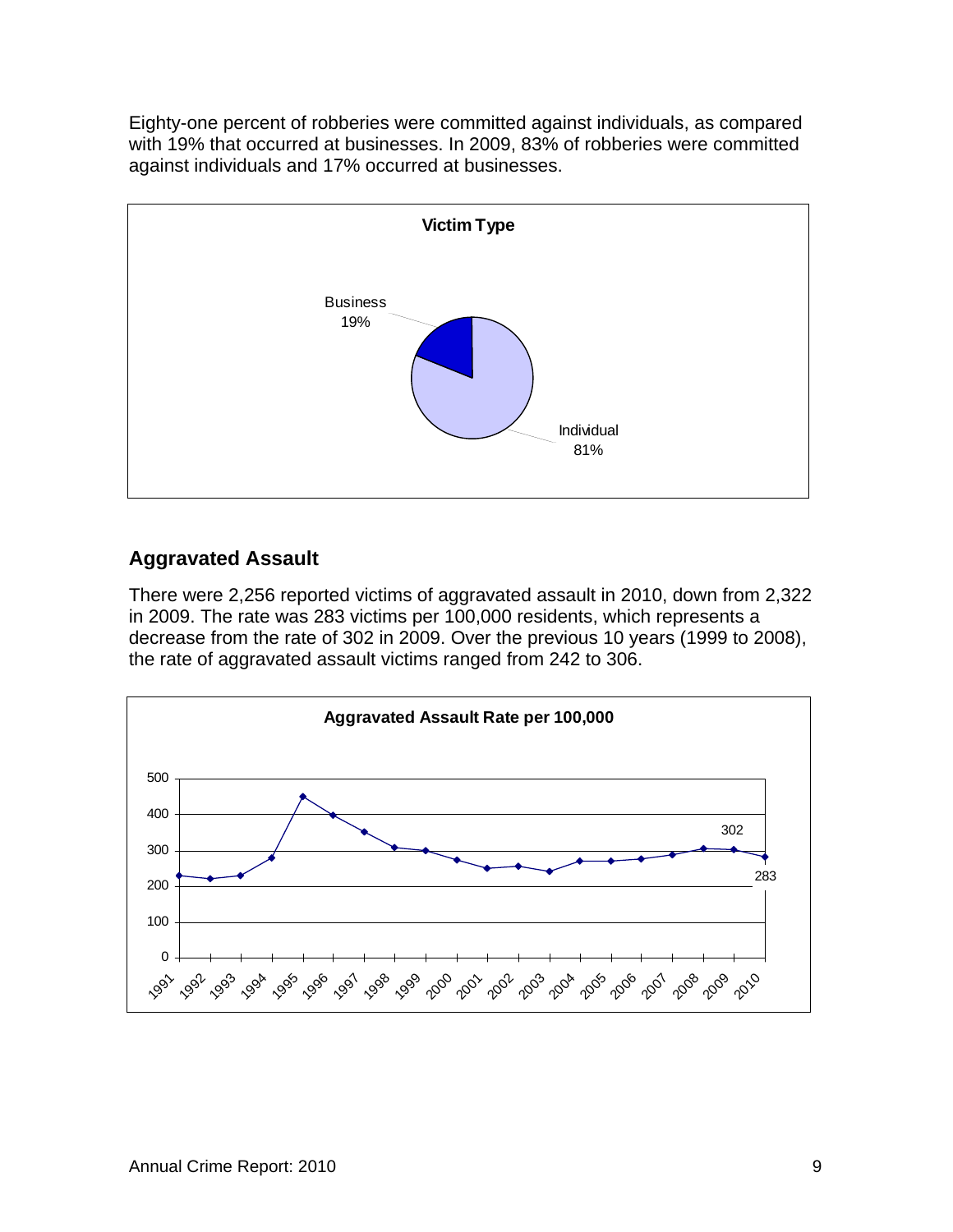Eighty-one percent of robberies were committed against individuals, as compared with 19% that occurred at businesses. In 2009, 83% of robberies were committed against individuals and 17% occurred at businesses.

**Victim Type**

Business 19%

Individual 81%

## Aggravated Assault

There were 2,256 reported victims of aggravated assault in 2010, down from 2,322 in 2009. The rate was 283 victims per 100,000 residents, which represents a decrease from the rate of 302 in 2009. Over the previous 10 years (1999 to 2008), the rate of aggravated assault victims ranged from 242 to 306.

**Aggravated Assault Rate per 100,000**

302

283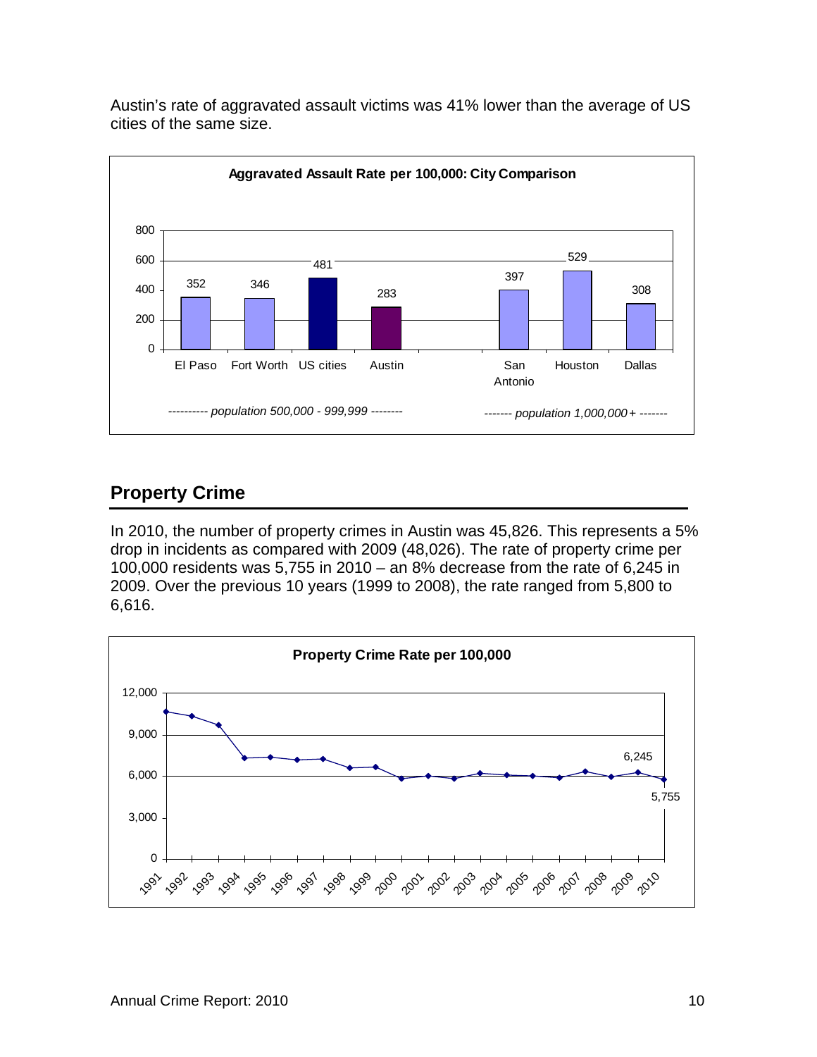Austin's rate of aggravated assault victims was 41% lower than the average of US cities of the same size.

**Aggravated Assault Rate per 100,000: City Comparison**

| | El Paso | Fort Worth | US cities | Austin | San Antonio | Houston | Dallas |
|---|---|---|---|---|---|---|---|
| Rate | 352 | 346 | 481 | 283 | 397 | 529 | 308 |

*---------- population 500,000 - 999,999 --------* (El Paso, Fort Worth, US cities, Austin)

*------- population 1,000,000+ -------* (San Antonio, Houston, Dallas)

## Property Crime

In 2010, the number of property crimes in Austin was 45,826. This represents a 5% drop in incidents as compared with 2009 (48,026). The rate of property crime per 100,000 residents was 5,755 in 2010 – an 8% decrease from the rate of 6,245 in 2009. Over the previous 10 years (1999 to 2008), the rate ranged from 5,800 to 6,616.

**Property Crime Rate per 100,000**

| Year | Rate |
|---|---|
| 2009 | 6,245 |
| 2010 | 5,755 |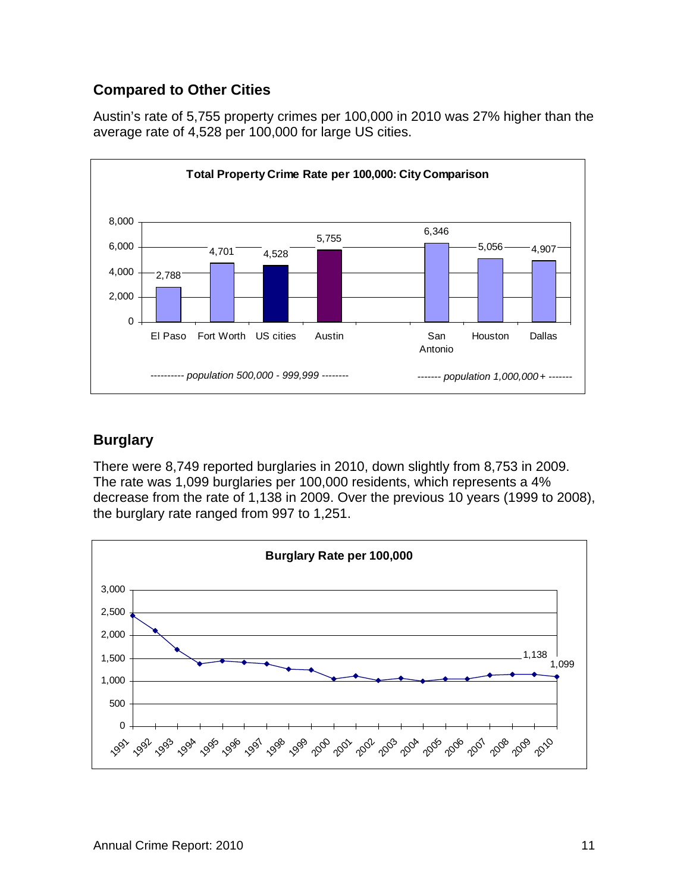## Compared to Other Cities

Austin's rate of 5,755 property crimes per 100,000 in 2010 was 27% higher than the average rate of 4,528 per 100,000 for large US cities.

**Total Property Crime Rate per 100,000: City Comparison**

| City | Rate per 100,000 | Population group |
|---|---|---|
| El Paso | 2,788 | population 500,000 - 999,999 |
| Fort Worth | 4,701 | population 500,000 - 999,999 |
| US cities | 4,528 | population 500,000 - 999,999 |
| Austin | 5,755 | population 500,000 - 999,999 |
| San Antonio | 6,346 | population 1,000,000+ |
| Houston | 5,056 | population 1,000,000+ |
| Dallas | 4,907 | population 1,000,000+ |

## Burglary

There were 8,749 reported burglaries in 2010, down slightly from 8,753 in 2009. The rate was 1,099 burglaries per 100,000 residents, which represents a 4% decrease from the rate of 1,138 in 2009. Over the previous 10 years (1999 to 2008), the burglary rate ranged from 997 to 1,251.

**Burglary Rate per 100,000**

| Year | Rate per 100,000 |
|---|---|
| 2009 | 1,138 |
| 2010 | 1,099 |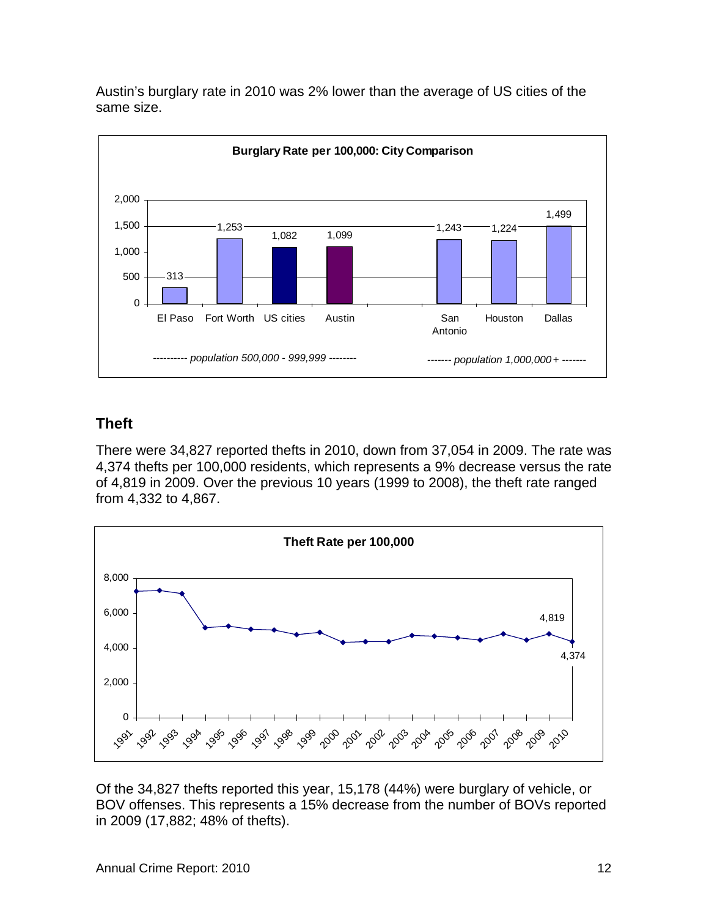Austin's burglary rate in 2010 was 2% lower than the average of US cities of the same size.

**Burglary Rate per 100,000: City Comparison**

| City | Burglary Rate per 100,000 |
| --- | --- |
| *population 500,000 - 999,999* | |
| El Paso | 313 |
| Fort Worth | 1,253 |
| US cities | 1,082 |
| Austin | 1,099 |
| *population 1,000,000+* | |
| San Antonio | 1,243 |
| Houston | 1,224 |
| Dallas | 1,499 |

## Theft

There were 34,827 reported thefts in 2010, down from 37,054 in 2009. The rate was 4,374 thefts per 100,000 residents, which represents a 9% decrease versus the rate of 4,819 in 2009. Over the previous 10 years (1999 to 2008), the theft rate ranged from 4,332 to 4,867.

**Theft Rate per 100,000**

| Year | Theft Rate per 100,000 |
| --- | --- |
| 2009 | 4,819 |
| 2010 | 4,374 |

Of the 34,827 thefts reported this year, 15,178 (44%) were burglary of vehicle, or BOV offenses. This represents a 15% decrease from the number of BOVs reported in 2009 (17,882; 48% of thefts).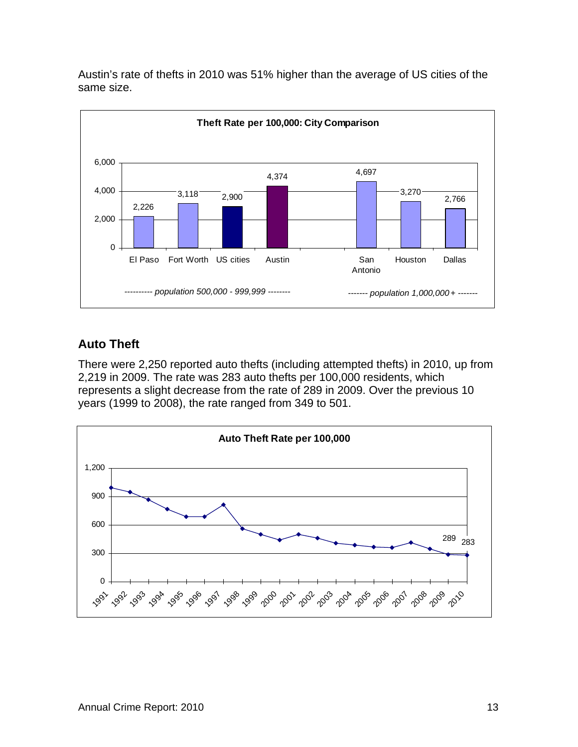Austin's rate of thefts in 2010 was 51% higher than the average of US cities of the same size.

**Theft Rate per 100,000: City Comparison**

| City | Theft Rate per 100,000 |
| --- | --- |
| *population 500,000 - 999,999* | |
| El Paso | 2,226 |
| Fort Worth | 3,118 |
| US cities | 2,900 |
| Austin | 4,374 |
| *population 1,000,000+* | |
| San Antonio | 4,697 |
| Houston | 3,270 |
| Dallas | 2,766 |

## Auto Theft

There were 2,250 reported auto thefts (including attempted thefts) in 2010, up from 2,219 in 2009. The rate was 283 auto thefts per 100,000 residents, which represents a slight decrease from the rate of 289 in 2009. Over the previous 10 years (1999 to 2008), the rate ranged from 349 to 501.

**Auto Theft Rate per 100,000**

| Year | Rate |
| --- | --- |
| 2009 | 289 |
| 2010 | 283 |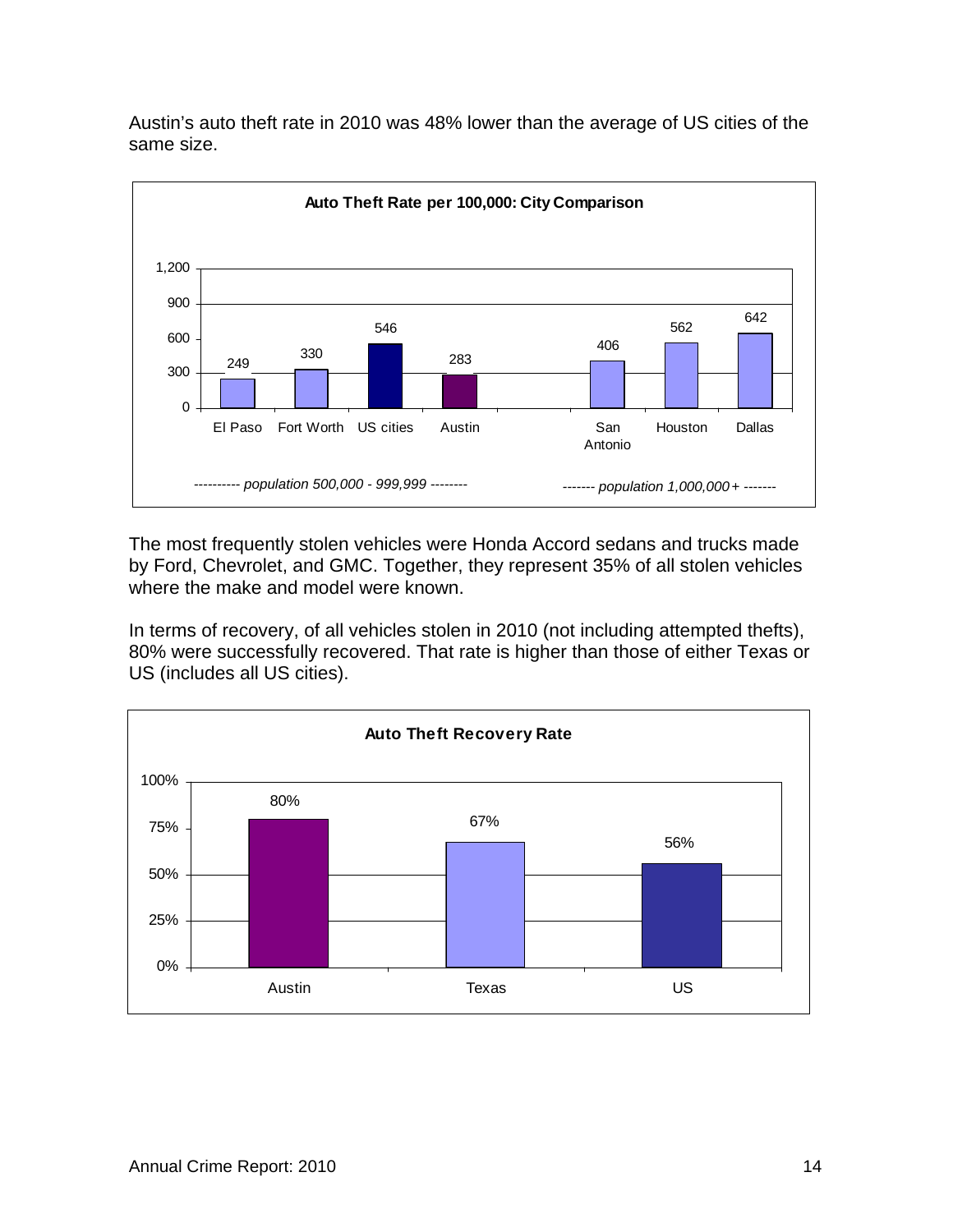Austin's auto theft rate in 2010 was 48% lower than the average of US cities of the same size.

**Auto Theft Rate per 100,000: City Comparison**

| City | Rate |
|---|---|
| El Paso | 249 |
| Fort Worth | 330 |
| US cities | 546 |
| Austin | 283 |
| San Antonio | 406 |
| Houston | 562 |
| Dallas | 642 |

*---------- population 500,000 - 999,999 --------* (El Paso, Fort Worth, US cities, Austin)

*------- population 1,000,000+ -------* (San Antonio, Houston, Dallas)

The most frequently stolen vehicles were Honda Accord sedans and trucks made by Ford, Chevrolet, and GMC. Together, they represent 35% of all stolen vehicles where the make and model were known.

In terms of recovery, of all vehicles stolen in 2010 (not including attempted thefts), 80% were successfully recovered. That rate is higher than those of either Texas or US (includes all US cities).

**Auto Theft Recovery Rate**

| | Recovery Rate |
|---|---|
| Austin | 80% |
| Texas | 67% |
| US | 56% |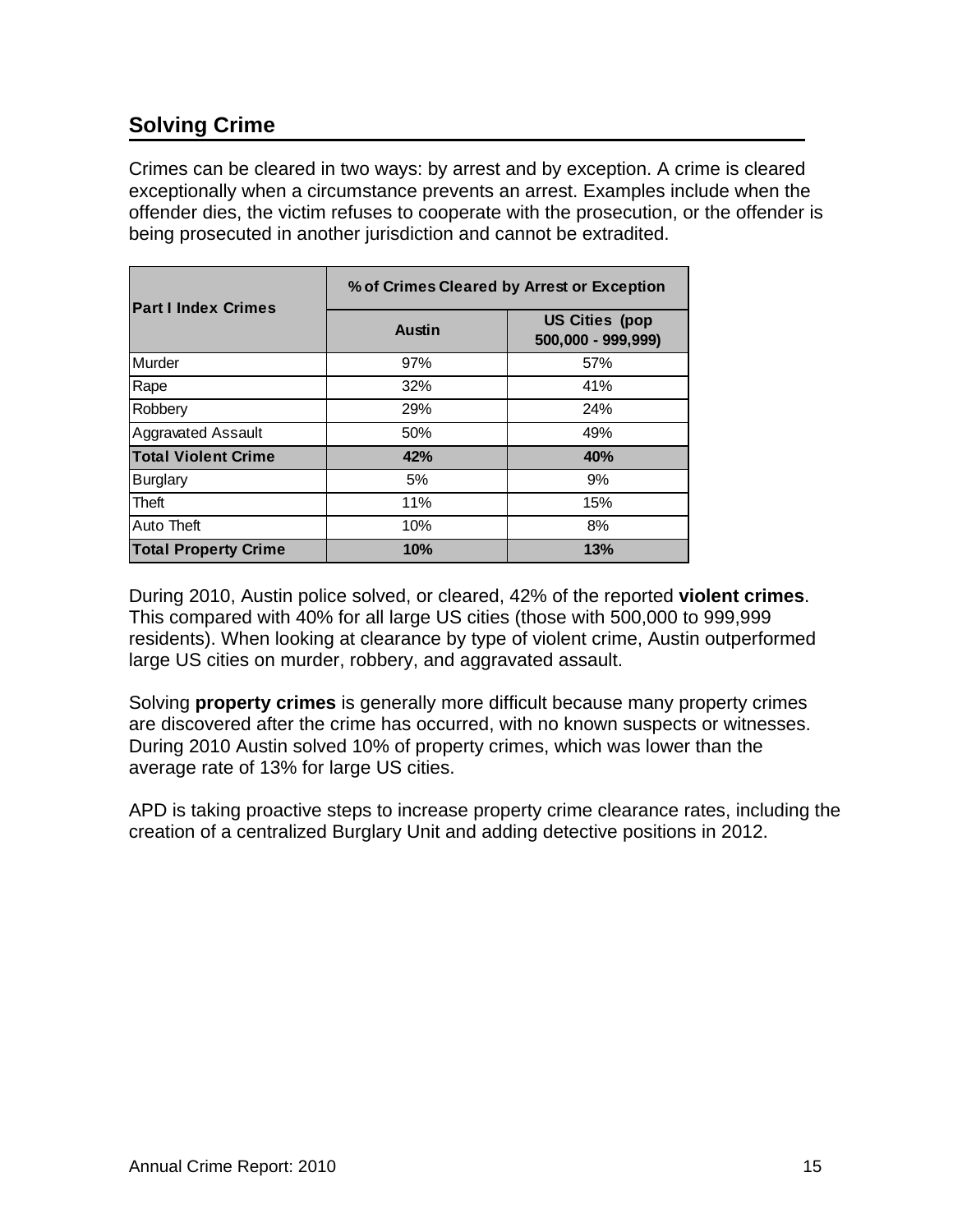## Solving Crime

Crimes can be cleared in two ways: by arrest and by exception. A crime is cleared exceptionally when a circumstance prevents an arrest. Examples include when the offender dies, the victim refuses to cooperate with the prosecution, or the offender is being prosecuted in another jurisdiction and cannot be extradited.

| Part I Index Crimes | % of Crimes Cleared by Arrest or Exception | |
|---|---|---|
| | Austin | US Cities (pop 500,000 - 999,999) |
| Murder | 97% | 57% |
| Rape | 32% | 41% |
| Robbery | 29% | 24% |
| Aggravated Assault | 50% | 49% |
| **Total Violent Crime** | **42%** | **40%** |
| Burglary | 5% | 9% |
| Theft | 11% | 15% |
| Auto Theft | 10% | 8% |
| **Total Property Crime** | **10%** | **13%** |

During 2010, Austin police solved, or cleared, 42% of the reported **violent crimes**. This compared with 40% for all large US cities (those with 500,000 to 999,999 residents). When looking at clearance by type of violent crime, Austin outperformed large US cities on murder, robbery, and aggravated assault.

Solving **property crimes** is generally more difficult because many property crimes are discovered after the crime has occurred, with no known suspects or witnesses. During 2010 Austin solved 10% of property crimes, which was lower than the average rate of 13% for large US cities.

APD is taking proactive steps to increase property crime clearance rates, including the creation of a centralized Burglary Unit and adding detective positions in 2012.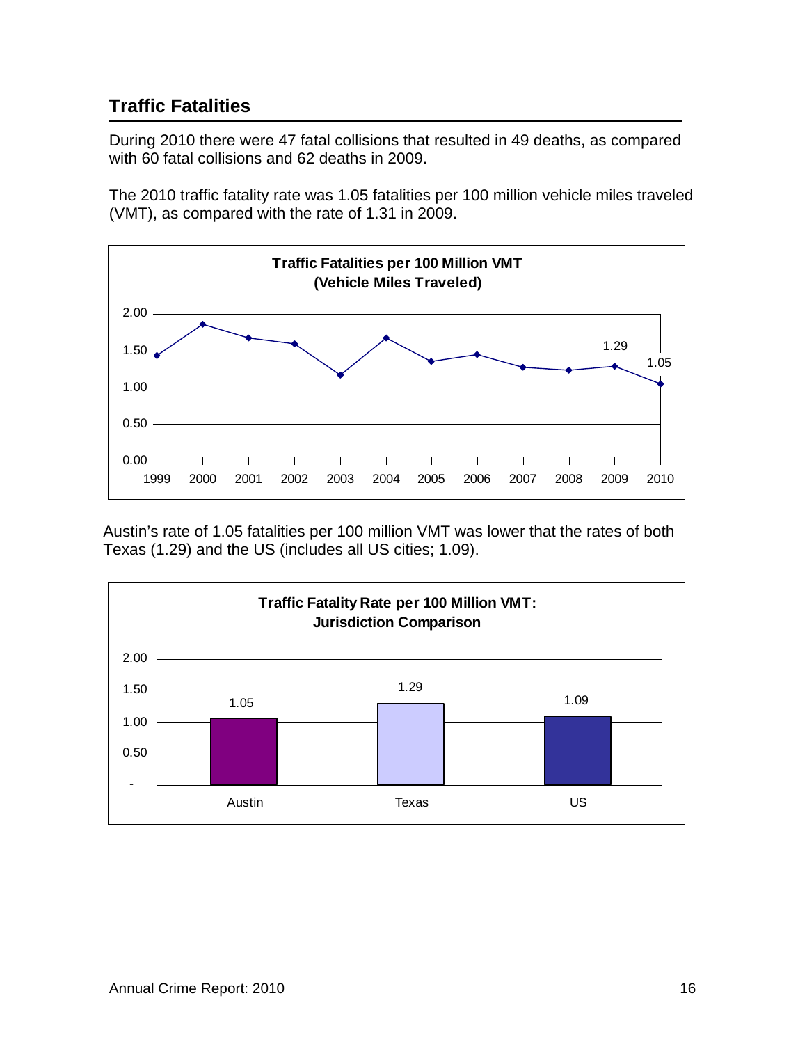## Traffic Fatalities

During 2010 there were 47 fatal collisions that resulted in 49 deaths, as compared with 60 fatal collisions and 62 deaths in 2009.

The 2010 traffic fatality rate was 1.05 fatalities per 100 million vehicle miles traveled (VMT), as compared with the rate of 1.31 in 2009.

**Traffic Fatalities per 100 Million VMT (Vehicle Miles Traveled)**

| Year | 1999 | 2000 | 2001 | 2002 | 2003 | 2004 | 2005 | 2006 | 2007 | 2008 | 2009 | 2010 |
|---|---|---|---|---|---|---|---|---|---|---|---|---|
| Rate | | | | | | | | | | | 1.29 | 1.05 |

Austin's rate of 1.05 fatalities per 100 million VMT was lower that the rates of both Texas (1.29) and the US (includes all US cities; 1.09).

**Traffic Fatality Rate per 100 Million VMT: Jurisdiction Comparison**

| Jurisdiction | Rate |
|---|---|
| Austin | 1.05 |
| Texas | 1.29 |
| US | 1.09 |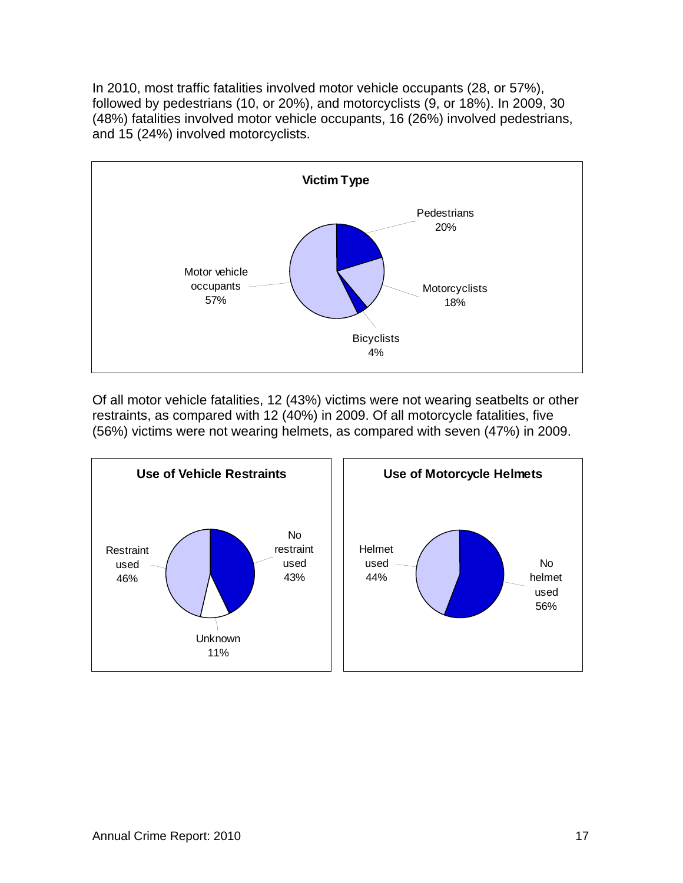In 2010, most traffic fatalities involved motor vehicle occupants (28, or 57%), followed by pedestrians (10, or 20%), and motorcyclists (9, or 18%). In 2009, 30 (48%) fatalities involved motor vehicle occupants, 16 (26%) involved pedestrians, and 15 (24%) involved motorcyclists.

**Victim Type**

| Victim Type | Percent |
|---|---|
| Motor vehicle occupants | 57% |
| Pedestrians | 20% |
| Motorcyclists | 18% |
| Bicyclists | 4% |

Of all motor vehicle fatalities, 12 (43%) victims were not wearing seatbelts or other restraints, as compared with 12 (40%) in 2009. Of all motorcycle fatalities, five (56%) victims were not wearing helmets, as compared with seven (47%) in 2009.

**Use of Vehicle Restraints**

| Restraint Use | Percent |
|---|---|
| Restraint used | 46% |
| No restraint used | 43% |
| Unknown | 11% |

**Use of Motorcycle Helmets**

| Helmet Use | Percent |
|---|---|
| Helmet used | 44% |
| No helmet used | 56% |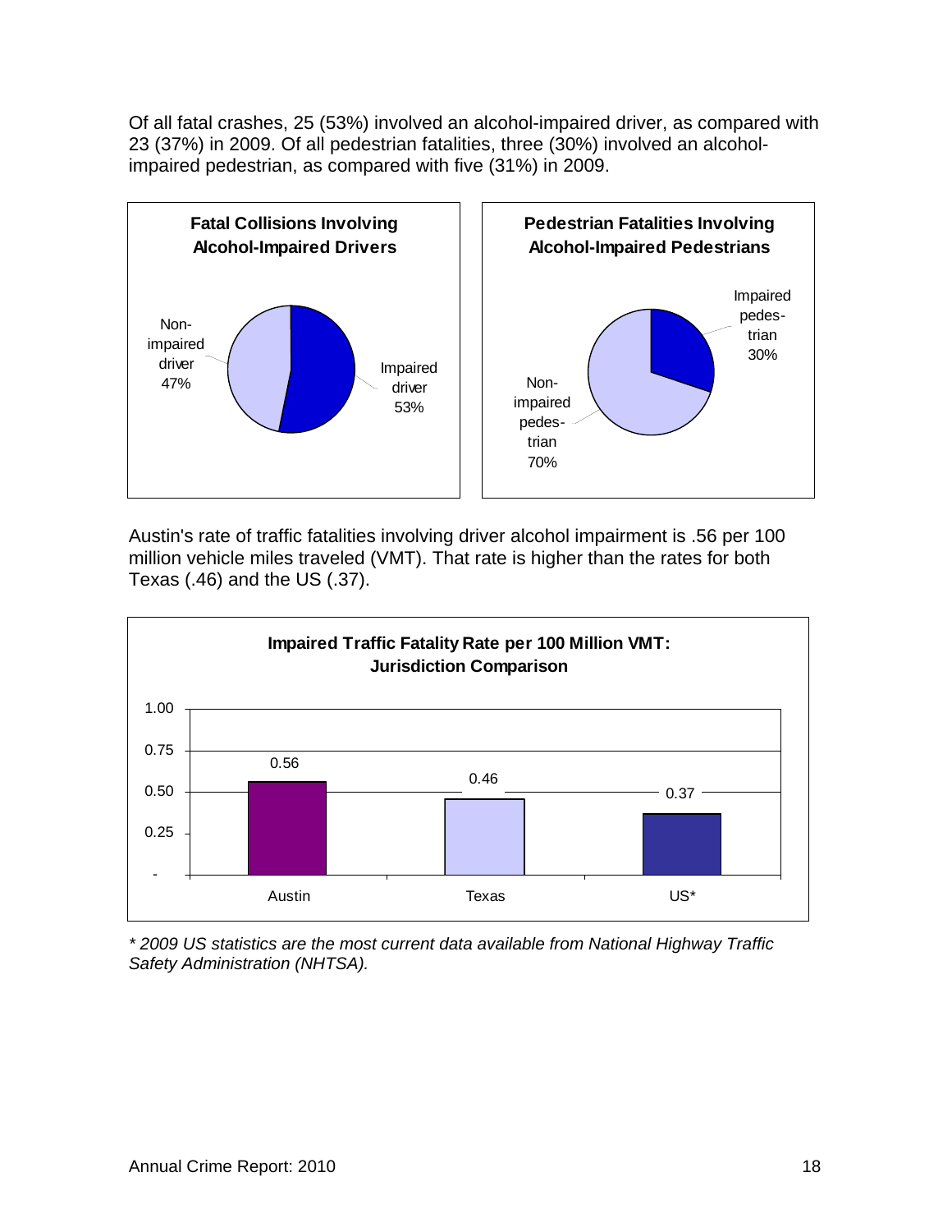Of all fatal crashes, 25 (53%) involved an alcohol-impaired driver, as compared with 23 (37%) in 2009. Of all pedestrian fatalities, three (30%) involved an alcohol-impaired pedestrian, as compared with five (31%) in 2009.

**Fatal Collisions Involving Alcohol-Impaired Drivers**

| Category | Percent |
|---|---|
| Impaired driver | 53% |
| Non-impaired driver | 47% |

**Pedestrian Fatalities Involving Alcohol-Impaired Pedestrians**

| Category | Percent |
|---|---|
| Impaired pedestrian | 30% |
| Non-impaired pedestrian | 70% |

Austin's rate of traffic fatalities involving driver alcohol impairment is .56 per 100 million vehicle miles traveled (VMT). That rate is higher than the rates for both Texas (.46) and the US (.37).

**Impaired Traffic Fatality Rate per 100 Million VMT: Jurisdiction Comparison**

| Jurisdiction | Rate |
|---|---|
| Austin | 0.56 |
| Texas | 0.46 |
| US* | 0.37 |

*\* 2009 US statistics are the most current data available from National Highway Traffic Safety Administration (NHTSA).*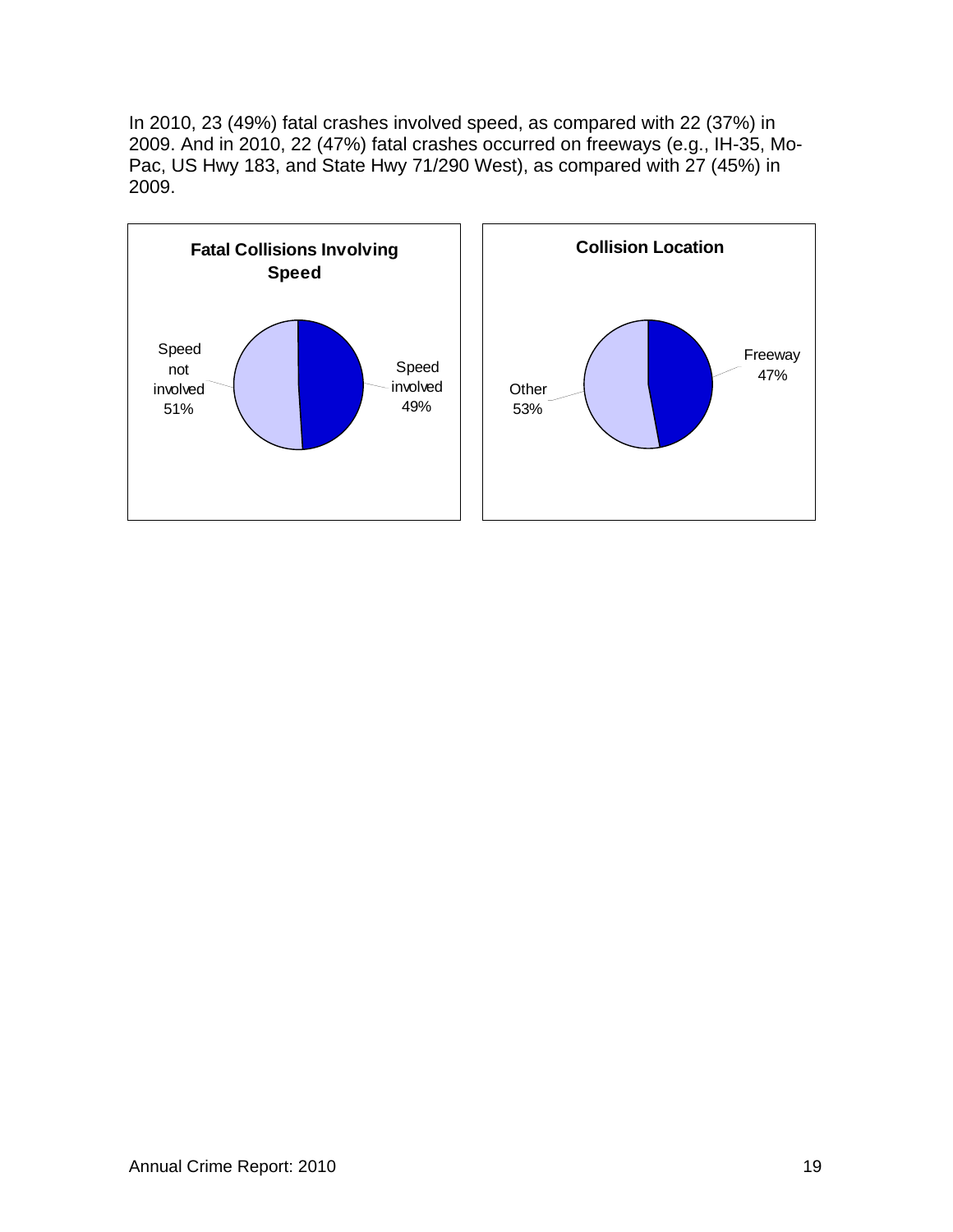In 2010, 23 (49%) fatal crashes involved speed, as compared with 22 (37%) in 2009. And in 2010, 22 (47%) fatal crashes occurred on freeways (e.g., IH-35, Mo-Pac, US Hwy 183, and State Hwy 71/290 West), as compared with 27 (45%) in 2009.

**Fatal Collisions Involving Speed**

Speed not involved 51%

Speed involved 49%

**Collision Location**

Freeway 47%

Other 53%